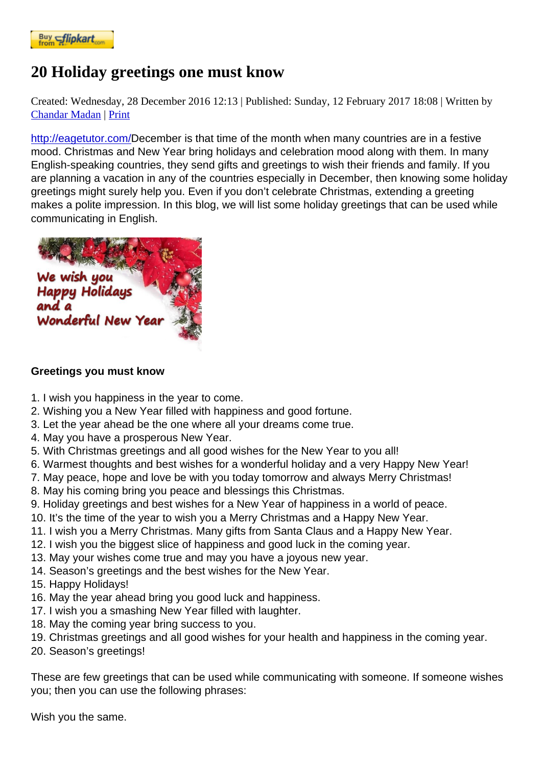# 20 Holiday greetings one must know

Created: Wednesday, 28 December 2016 12:13 | Published: Sunday, 12 February 2017 18:08 | Written by Chandar Madan | Print

http://eagetutor.com/December is that time of the month when many countries are in a festive mood. Christmas and New Year bring holidays and celebration mood along with them. In many English-speaking countries, they send gifts and greetings to wish their friends and family. If you are planning a vacation in any of the countries especially in December, then knowing some holiday greetings might surely help you. Even if you don't celebrate Christmas, extending a greeting makes a polite impression. In this blog, we will list some holiday greetings that can be used while communicating in English.

**Greetings you must know**

1. I wish you happiness in the year to come.
2. Wishing you a New Year filled with happiness and good fortune.
3. Let the year ahead be the one where all your dreams come true.
4. May you have a prosperous New Year.
5. With Christmas greetings and all good wishes for the New Year to you all!
6. Warmest thoughts and best wishes for a wonderful holiday and a very Happy New Year!
7. May peace, hope and love be with you today tomorrow and always Merry Christmas!
8. May his coming bring you peace and blessings this Christmas.
9. Holiday greetings and best wishes for a New Year of happiness in a world of peace.
10. It's the time of the year to wish you a Merry Christmas and a Happy New Year.
11. I wish you a Merry Christmas. Many gifts from Santa Claus and a Happy New Year.
12. I wish you the biggest slice of happiness and good luck in the coming year.
13. May your wishes come true and may you have a joyous new year.
14. Season's greetings and the best wishes for the New Year.
15. Happy Holidays!
16. May the year ahead bring you good luck and happiness.
17. I wish you a smashing New Year filled with laughter.
18. May the coming year bring success to you.
19. Christmas greetings and all good wishes for your health and happiness in the coming year.
20. Season's greetings!

These are few greetings that can be used while communicating with someone. If someone wishes you; then you can use the following phrases:

Wish you the same.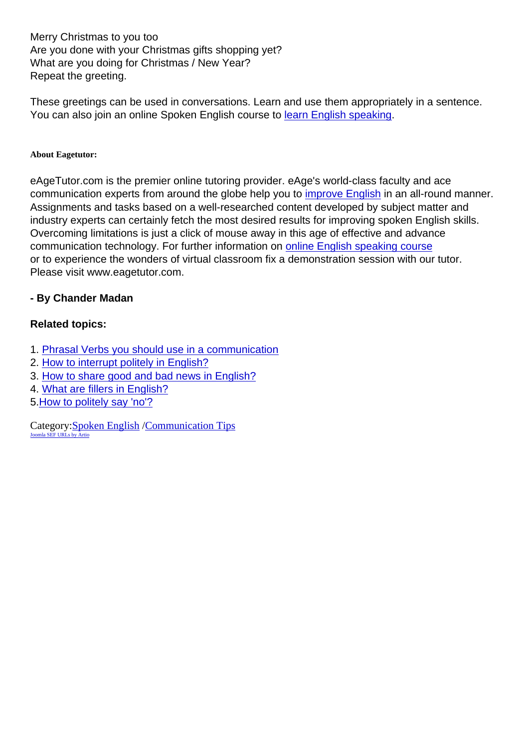Merry Christmas to you too
Are you done with your Christmas gifts shopping yet?
What are you doing for Christmas / New Year?
Repeat the greeting.

These greetings can be used in conversations. Learn and use them appropriately in a sentence. You can also join an online Spoken English course to learn English speaking.

**About Eagetutor:**

eAgeTutor.com is the premier online tutoring provider. eAge's world-class faculty and ace communication experts from around the globe help you to improve English in an all-round manner. Assignments and tasks based on a well-researched content developed by subject matter and industry experts can certainly fetch the most desired results for improving spoken English skills. Overcoming limitations is just a click of mouse away in this age of effective and advance communication technology. For further information on online English speaking course or to experience the wonders of virtual classroom fix a demonstration session with our tutor. Please visit www.eagetutor.com.

**- By Chander Madan**

**Related topics:**

1. Phrasal Verbs you should use in a communication
2. How to interrupt politely in English?
3. How to share good and bad news in English?
4. What are fillers in English?
5. How to politely say 'no'?

Category:Spoken English /Communication Tips

Joomla SEF URLs by Artio